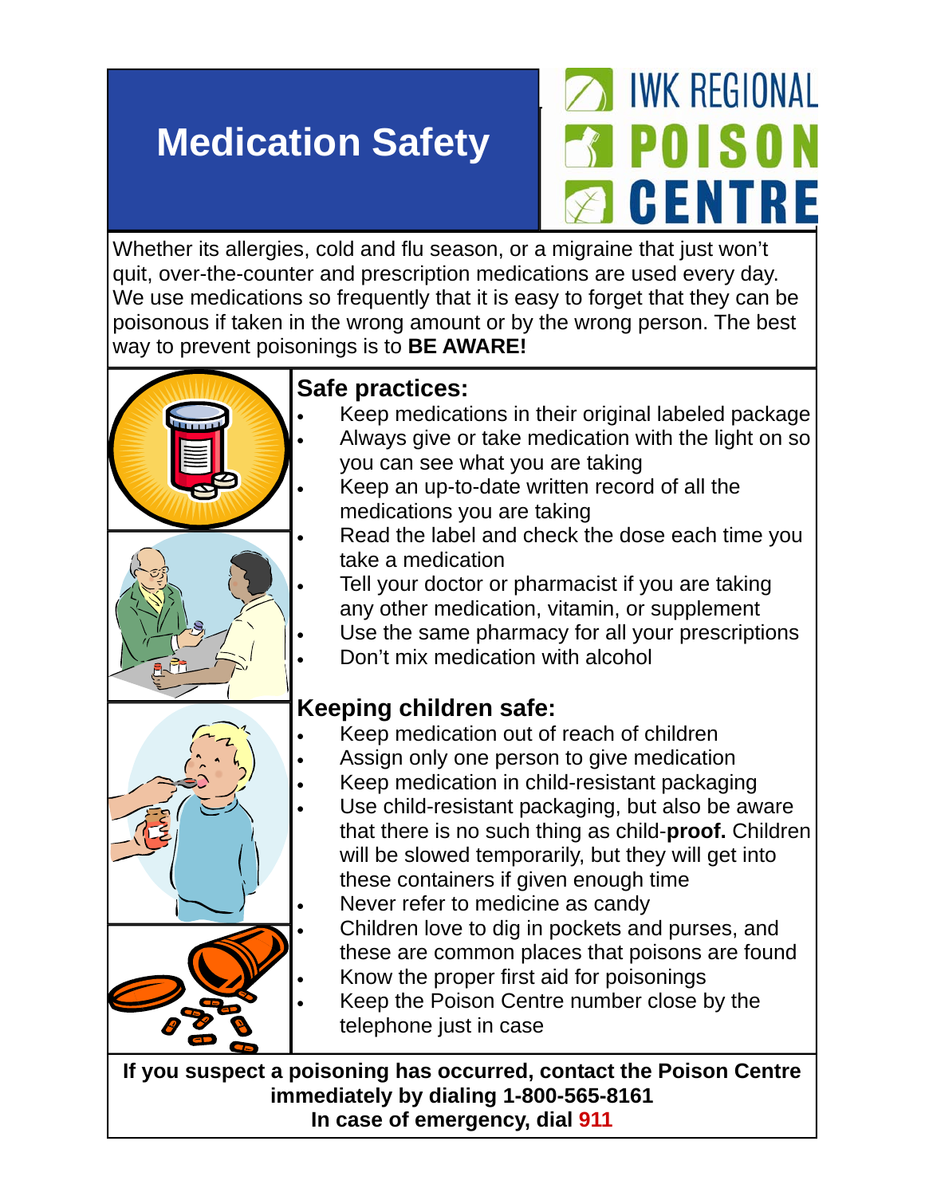# Medication Safety

IWK REGIONAL POISON CENTRE

Whether its allergies, cold and flu season, or a migraine that just won't quit, over-the-counter and prescription medications are used every day. We use medications so frequently that it is easy to forget that they can be poisonous if taken in the wrong amount or by the wrong person. The best way to prevent poisonings is to **BE AWARE!**

## Safe practices:

- Keep medications in their original labeled package
- Always give or take medication with the light on so you can see what you are taking
- Keep an up-to-date written record of all the medications you are taking
- Read the label and check the dose each time you take a medication
- Tell your doctor or pharmacist if you are taking any other medication, vitamin, or supplement
- Use the same pharmacy for all your prescriptions
- Don't mix medication with alcohol

## Keeping children safe:

- Keep medication out of reach of children
- Assign only one person to give medication
- Keep medication in child-resistant packaging
- Use child-resistant packaging, but also be aware that there is no such thing as child-**proof.** Children will be slowed temporarily, but they will get into these containers if given enough time
- Never refer to medicine as candy
- Children love to dig in pockets and purses, and these are common places that poisons are found
- Know the proper first aid for poisonings
- Keep the Poison Centre number close by the telephone just in case

**If you suspect a poisoning has occurred, contact the Poison Centre immediately by dialing 1-800-565-8161**
**In case of emergency, dial 911**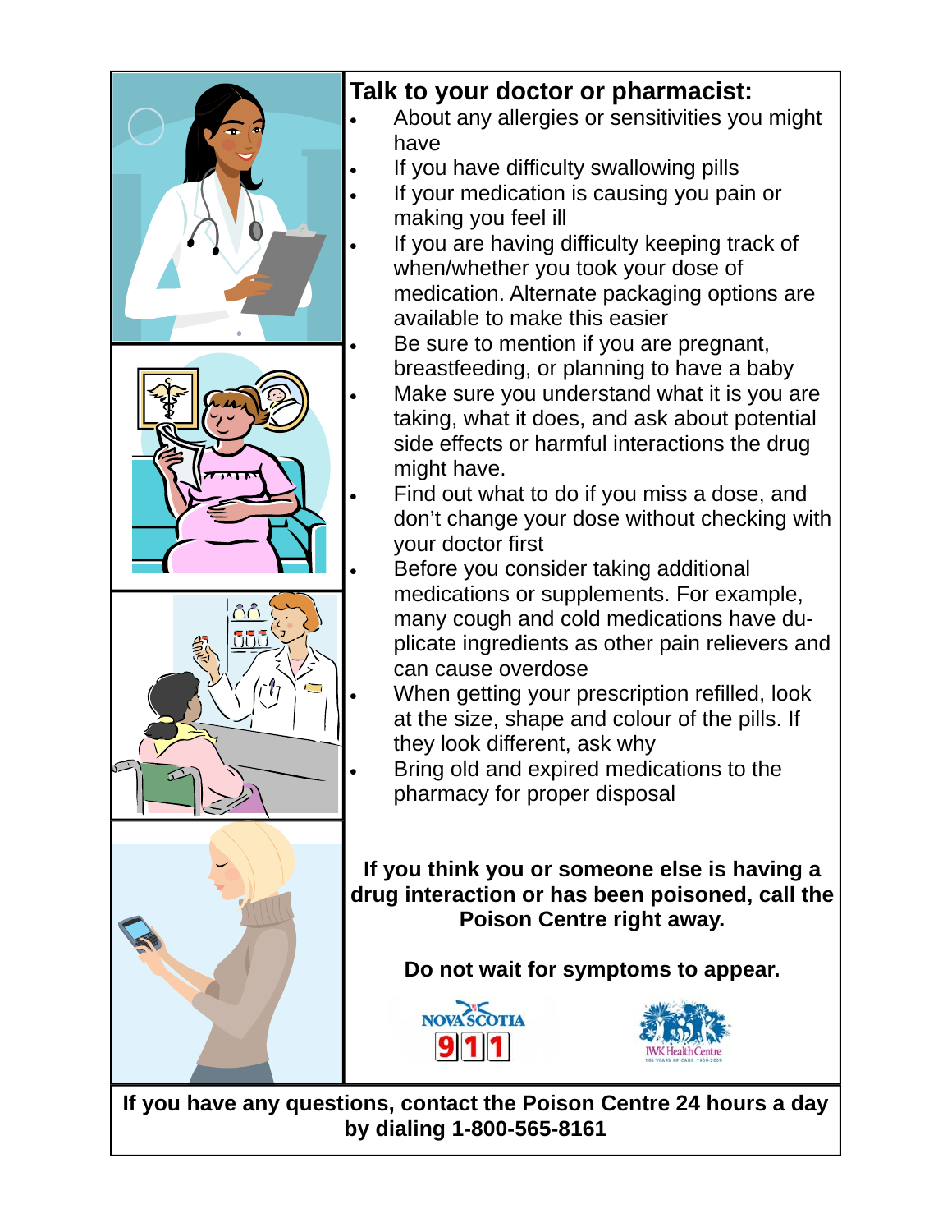## Talk to your doctor or pharmacist:

- About any allergies or sensitivities you might have
- If you have difficulty swallowing pills
- If your medication is causing you pain or making you feel ill
- If you are having difficulty keeping track of when/whether you took your dose of medication. Alternate packaging options are available to make this easier
- Be sure to mention if you are pregnant, breastfeeding, or planning to have a baby
- Make sure you understand what it is you are taking, what it does, and ask about potential side effects or harmful interactions the drug might have.
- Find out what to do if you miss a dose, and don't change your dose without checking with your doctor first
- Before you consider taking additional medications or supplements. For example, many cough and cold medications have duplicate ingredients as other pain relievers and can cause overdose
- When getting your prescription refilled, look at the size, shape and colour of the pills. If they look different, ask why
- Bring old and expired medications to the pharmacy for proper disposal

**If you think you or someone else is having a drug interaction or has been poisoned, call the Poison Centre right away.**

**Do not wait for symptoms to appear.**

NOVA SCOTIA 911

IWK Health Centre

**If you have any questions, contact the Poison Centre 24 hours a day by dialing 1-800-565-8161**